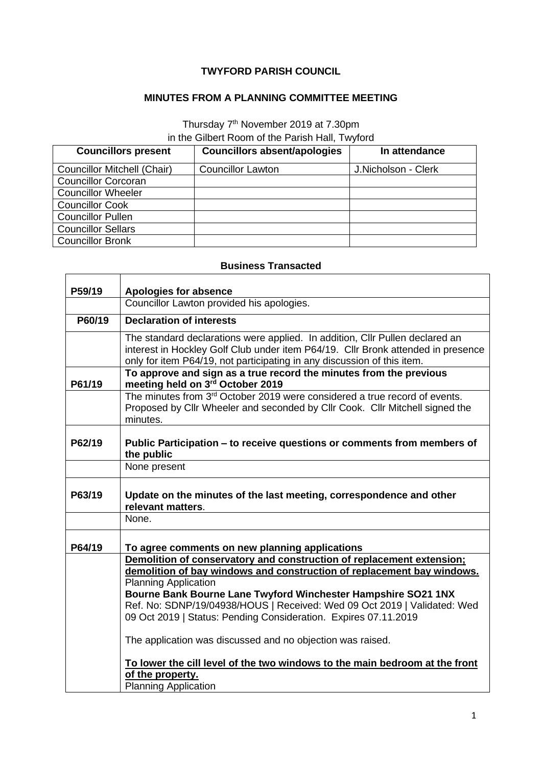**TWYFORD PARISH COUNCIL**

**MINUTES FROM A PLANNING COMMITTEE MEETING**

Thursday 7th November 2019 at 7.30pm
in the Gilbert Room of the Parish Hall, Twyford

| Councillors present | Councillors absent/apologies | In attendance |
|---|---|---|
| Councillor Mitchell (Chair) | Councillor Lawton | J.Nicholson - Clerk |
| Councillor Corcoran | | |
| Councillor Wheeler | | |
| Councillor Cook | | |
| Councillor Pullen | | |
| Councillor Sellars | | |
| Councillor Bronk | | |

**Business Transacted**

| | |
|---|---|
| **P59/19** | **Apologies for absence** |
| | Councillor Lawton provided his apologies. |
| **P60/19** | **Declaration of interests** |
| | The standard declarations were applied. In addition, Cllr Pullen declared an interest in Hockley Golf Club under item P64/19. Cllr Bronk attended in presence only for item P64/19, not participating in any discussion of this item. |
| **P61/19** | **To approve and sign as a true record the minutes from the previous meeting held on 3rd October 2019** |
| | The minutes from 3rd October 2019 were considered a true record of events. Proposed by Cllr Wheeler and seconded by Cllr Cook. Cllr Mitchell signed the minutes. |
| **P62/19** | **Public Participation – to receive questions or comments from members of the public** |
| | None present |
| **P63/19** | **Update on the minutes of the last meeting, correspondence and other relevant matters**. |
| | None. |
| **P64/19** | **To agree comments on new planning applications** |
| | **Demolition of conservatory and construction of replacement extension; demolition of bay windows and construction of replacement bay windows.**<br>Planning Application<br>**Bourne Bank Bourne Lane Twyford Winchester Hampshire SO21 1NX**<br>Ref. No: SDNP/19/04938/HOUS \| Received: Wed 09 Oct 2019 \| Validated: Wed 09 Oct 2019 \| Status: Pending Consideration. Expires 07.11.2019<br><br>The application was discussed and no objection was raised.<br><br>**To lower the cill level of the two windows to the main bedroom at the front of the property.**<br>Planning Application |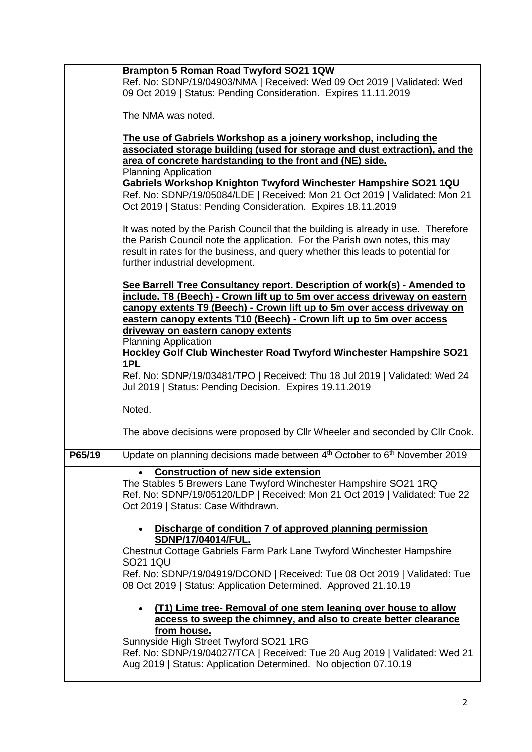| | |
|---|---|
| | **Brampton 5 Roman Road Twyford SO21 1QW**<br>Ref. No: SDNP/19/04903/NMA \| Received: Wed 09 Oct 2019 \| Validated: Wed 09 Oct 2019 \| Status: Pending Consideration. Expires 11.11.2019<br><br>The NMA was noted.<br><br>**<u>The use of Gabriels Workshop as a joinery workshop, including the associated storage building (used for storage and dust extraction), and the area of concrete hardstanding to the front and (NE) side.</u>**<br>Planning Application<br>**Gabriels Workshop Knighton Twyford Winchester Hampshire SO21 1QU**<br>Ref. No: SDNP/19/05084/LDE \| Received: Mon 21 Oct 2019 \| Validated: Mon 21 Oct 2019 \| Status: Pending Consideration. Expires 18.11.2019<br><br>It was noted by the Parish Council that the building is already in use. Therefore the Parish Council note the application. For the Parish own notes, this may result in rates for the business, and query whether this leads to potential for further industrial development.<br><br>**<u>See Barrell Tree Consultancy report. Description of work(s) - Amended to include. T8 (Beech) - Crown lift up to 5m over access driveway on eastern canopy extents T9 (Beech) - Crown lift up to 5m over access driveway on eastern canopy extents T10 (Beech) - Crown lift up to 5m over access driveway on eastern canopy extents</u>**<br>Planning Application<br>**Hockley Golf Club Winchester Road Twyford Winchester Hampshire SO21 1PL**<br>Ref. No: SDNP/19/03481/TPO \| Received: Thu 18 Jul 2019 \| Validated: Wed 24 Jul 2019 \| Status: Pending Decision. Expires 19.11.2019<br><br>Noted.<br><br>The above decisions were proposed by Cllr Wheeler and seconded by Cllr Cook. |
| **P65/19** | Update on planning decisions made between 4th October to 6th November 2019 |
| | • **<u>Construction of new side extension</u>**<br>The Stables 5 Brewers Lane Twyford Winchester Hampshire SO21 1RQ<br>Ref. No: SDNP/19/05120/LDP \| Received: Mon 21 Oct 2019 \| Validated: Tue 22 Oct 2019 \| Status: Case Withdrawn.<br><br>• **<u>Discharge of condition 7 of approved planning permission SDNP/17/04014/FUL.</u>**<br>Chestnut Cottage Gabriels Farm Park Lane Twyford Winchester Hampshire SO21 1QU<br>Ref. No: SDNP/19/04919/DCOND \| Received: Tue 08 Oct 2019 \| Validated: Tue 08 Oct 2019 \| Status: Application Determined. Approved 21.10.19<br><br>• **<u>(T1) Lime tree- Removal of one stem leaning over house to allow access to sweep the chimney, and also to create better clearance from house.</u>**<br>Sunnyside High Street Twyford SO21 1RG<br>Ref. No: SDNP/19/04027/TCA \| Received: Tue 20 Aug 2019 \| Validated: Wed 21 Aug 2019 \| Status: Application Determined. No objection 07.10.19 |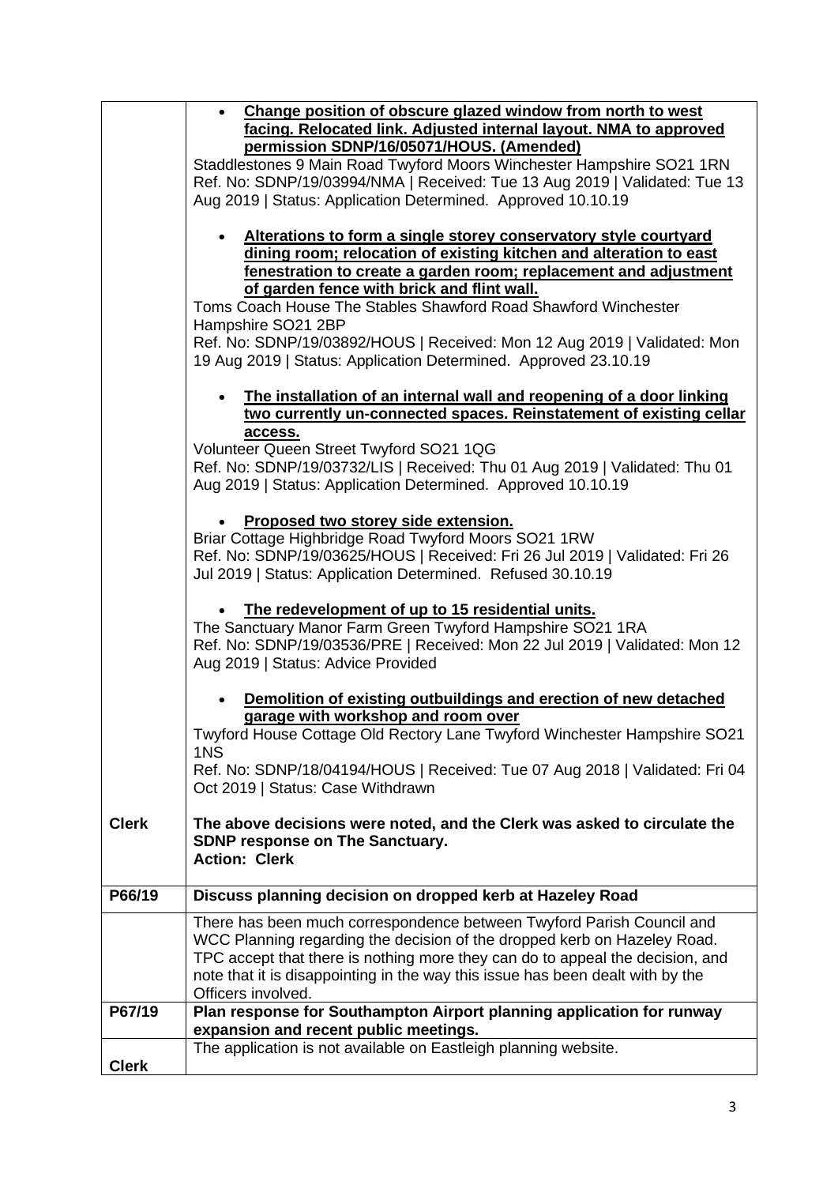| | |
|---|---|
| | - **Change position of obscure glazed window from north to west facing. Relocated link. Adjusted internal layout. NMA to approved permission SDNP/16/05071/HOUS. (Amended)**<br>Staddlestones 9 Main Road Twyford Moors Winchester Hampshire SO21 1RN<br>Ref. No: SDNP/19/03994/NMA \| Received: Tue 13 Aug 2019 \| Validated: Tue 13 Aug 2019 \| Status: Application Determined. Approved 10.10.19<br><br>- **Alterations to form a single storey conservatory style courtyard dining room; relocation of existing kitchen and alteration to east fenestration to create a garden room; replacement and adjustment of garden fence with brick and flint wall.**<br>Toms Coach House The Stables Shawford Road Shawford Winchester Hampshire SO21 2BP<br>Ref. No: SDNP/19/03892/HOUS \| Received: Mon 12 Aug 2019 \| Validated: Mon 19 Aug 2019 \| Status: Application Determined. Approved 23.10.19<br><br>- **The installation of an internal wall and reopening of a door linking two currently un-connected spaces. Reinstatement of existing cellar access.**<br>Volunteer Queen Street Twyford SO21 1QG<br>Ref. No: SDNP/19/03732/LIS \| Received: Thu 01 Aug 2019 \| Validated: Thu 01 Aug 2019 \| Status: Application Determined. Approved 10.10.19<br><br>- **Proposed two storey side extension.**<br>Briar Cottage Highbridge Road Twyford Moors SO21 1RW<br>Ref. No: SDNP/19/03625/HOUS \| Received: Fri 26 Jul 2019 \| Validated: Fri 26 Jul 2019 \| Status: Application Determined. Refused 30.10.19<br><br>- **The redevelopment of up to 15 residential units.**<br>The Sanctuary Manor Farm Green Twyford Hampshire SO21 1RA<br>Ref. No: SDNP/19/03536/PRE \| Received: Mon 22 Jul 2019 \| Validated: Mon 12 Aug 2019 \| Status: Advice Provided<br><br>- **Demolition of existing outbuildings and erection of new detached garage with workshop and room over**<br>Twyford House Cottage Old Rectory Lane Twyford Winchester Hampshire SO21 1NS<br>Ref. No: SDNP/18/04194/HOUS \| Received: Tue 07 Aug 2018 \| Validated: Fri 04 Oct 2019 \| Status: Case Withdrawn |
| **Clerk** | **The above decisions were noted, and the Clerk was asked to circulate the SDNP response on The Sanctuary.**<br>**Action: Clerk** |
| **P66/19** | **Discuss planning decision on dropped kerb at Hazeley Road** |
| | There has been much correspondence between Twyford Parish Council and WCC Planning regarding the decision of the dropped kerb on Hazeley Road. TPC accept that there is nothing more they can do to appeal the decision, and note that it is disappointing in the way this issue has been dealt with by the Officers involved. |
| **P67/19** | **Plan response for Southampton Airport planning application for runway expansion and recent public meetings.** |
| **Clerk** | The application is not available on Eastleigh planning website. |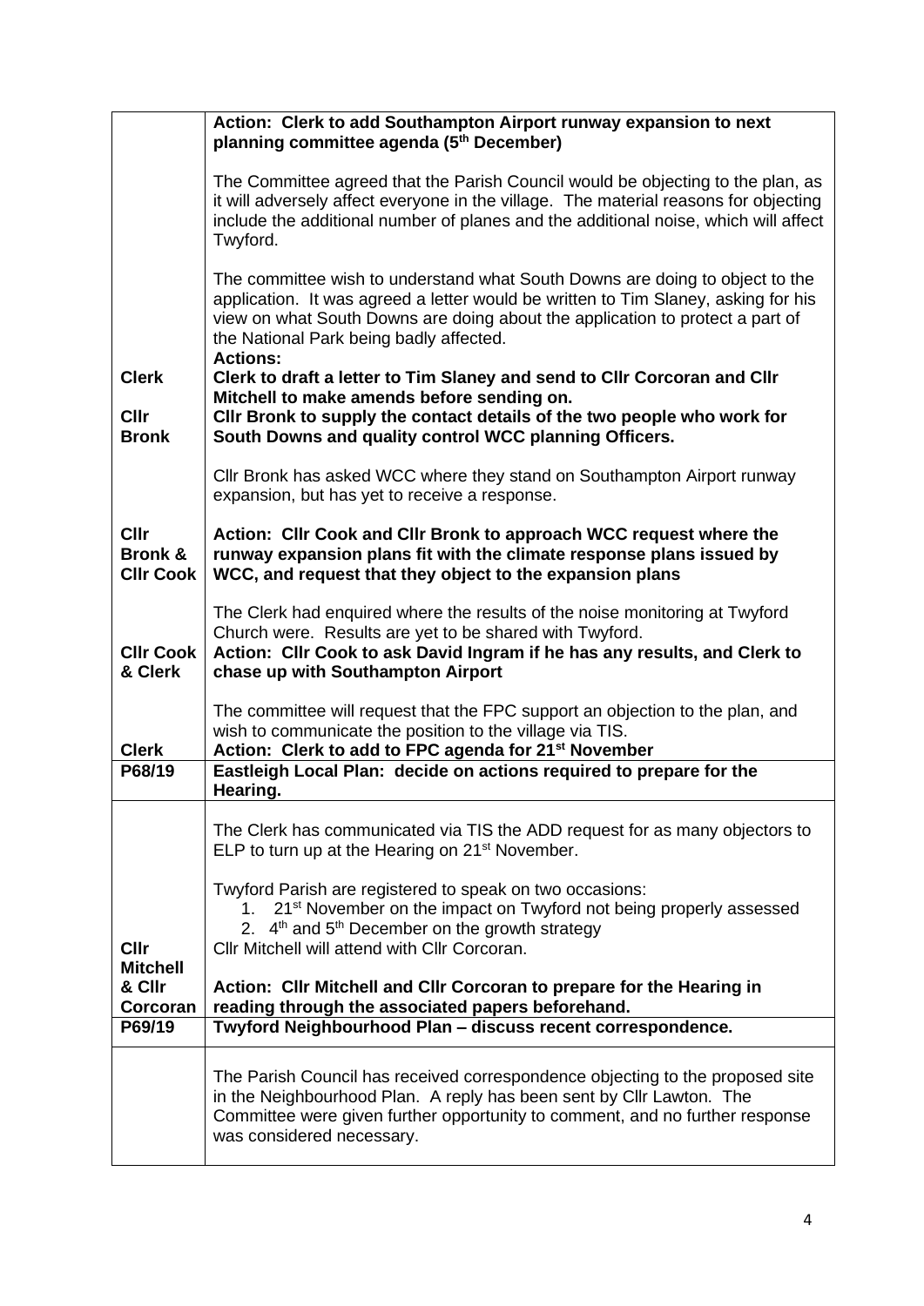| | |
|---|---|
| | **Action: Clerk to add Southampton Airport runway expansion to next planning committee agenda (5th December)**<br><br>The Committee agreed that the Parish Council would be objecting to the plan, as it will adversely affect everyone in the village. The material reasons for objecting include the additional number of planes and the additional noise, which will affect Twyford.<br><br>The committee wish to understand what South Downs are doing to object to the application. It was agreed a letter would be written to Tim Slaney, asking for his view on what South Downs are doing about the application to protect a part of the National Park being badly affected. |
| **Clerk**<br><br>**Cllr Bronk** | **Actions:**<br>**Clerk to draft a letter to Tim Slaney and send to Cllr Corcoran and Cllr Mitchell to make amends before sending on.**<br>**Cllr Bronk to supply the contact details of the two people who work for South Downs and quality control WCC planning Officers.**<br><br>Cllr Bronk has asked WCC where they stand on Southampton Airport runway expansion, but has yet to receive a response. |
| **Cllr Bronk & Cllr Cook** | **Action: Cllr Cook and Cllr Bronk to approach WCC request where the runway expansion plans fit with the climate response plans issued by WCC, and request that they object to the expansion plans** |
| **Cllr Cook & Clerk** | The Clerk had enquired where the results of the noise monitoring at Twyford Church were. Results are yet to be shared with Twyford.<br>**Action: Cllr Cook to ask David Ingram if he has any results, and Clerk to chase up with Southampton Airport** |
| **Clerk** | The committee will request that the FPC support an objection to the plan, and wish to communicate the position to the village via TIS.<br>**Action: Clerk to add to FPC agenda for 21st November** |
| **P68/19** | **Eastleigh Local Plan: decide on actions required to prepare for the Hearing.** |
| **Cllr Mitchell & Cllr Corcoran** | The Clerk has communicated via TIS the ADD request for as many objectors to ELP to turn up at the Hearing on 21st November.<br><br>Twyford Parish are registered to speak on two occasions:<br>1. 21st November on the impact on Twyford not being properly assessed<br>2. 4th and 5th December on the growth strategy<br>Cllr Mitchell will attend with Cllr Corcoran.<br><br>**Action: Cllr Mitchell and Cllr Corcoran to prepare for the Hearing in reading through the associated papers beforehand.** |
| **P69/19** | **Twyford Neighbourhood Plan – discuss recent correspondence.** |
| | The Parish Council has received correspondence objecting to the proposed site in the Neighbourhood Plan. A reply has been sent by Cllr Lawton. The Committee were given further opportunity to comment, and no further response was considered necessary. |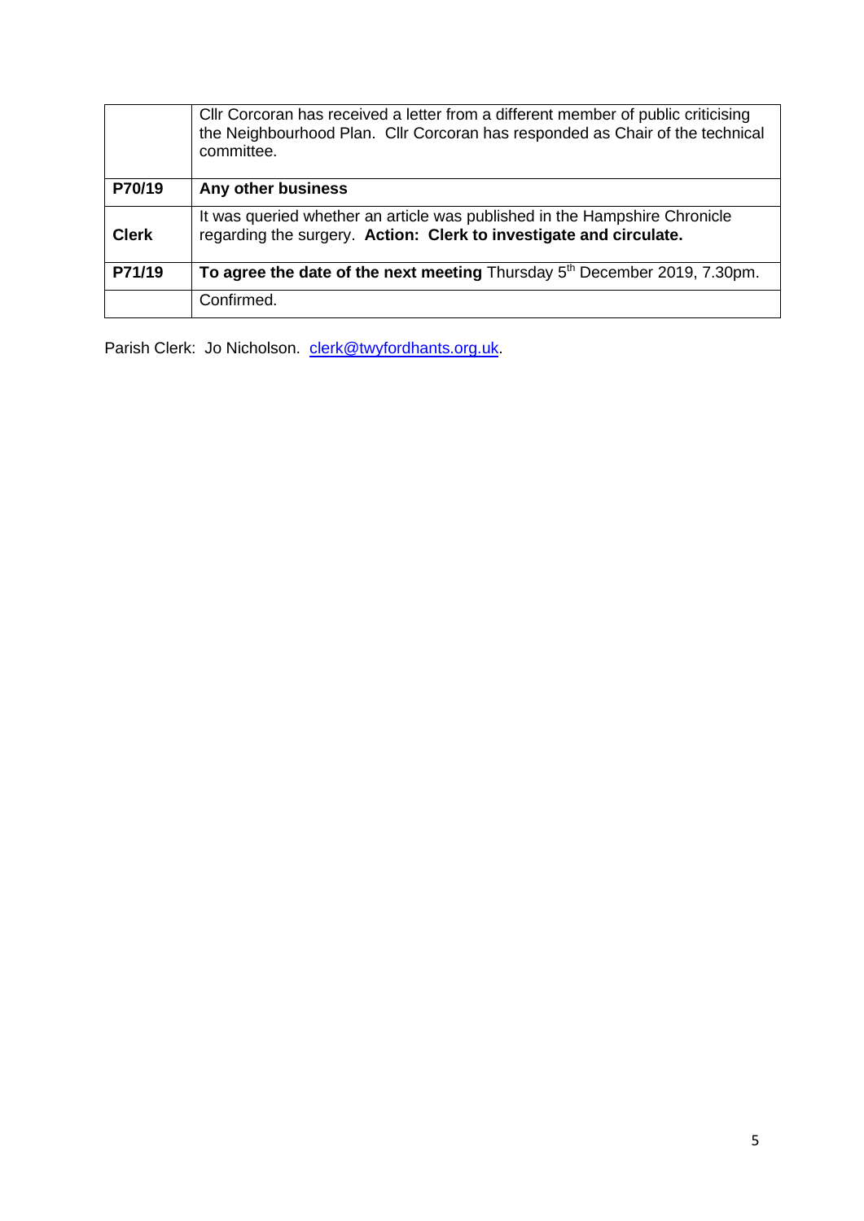| | |
|---|---|
| | Cllr Corcoran has received a letter from a different member of public criticising the Neighbourhood Plan. Cllr Corcoran has responded as Chair of the technical committee. |
| **P70/19** | **Any other business** |
| **Clerk** | It was queried whether an article was published in the Hampshire Chronicle regarding the surgery. **Action: Clerk to investigate and circulate.** |
| **P71/19** | **To agree the date of the next meeting** Thursday 5th December 2019, 7.30pm. |
| | Confirmed. |

Parish Clerk: Jo Nicholson. clerk@twyfordhants.org.uk.